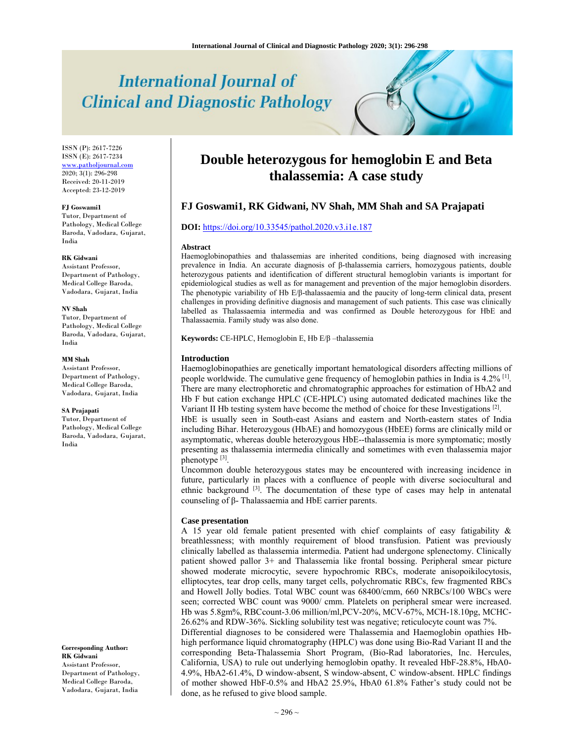ISSN (P): 2617-7226
ISSN (E): 2617-7234
www.patholjournal.com
2020; 3(1): 296-298
Received: 20-11-2019
Accepted: 23-12-2019

**FJ Goswami1**
Tutor, Department of Pathology, Medical College Baroda, Vadodara, Gujarat, India

**RK Gidwani**
Assistant Professor, Department of Pathology, Medical College Baroda, Vadodara, Gujarat, India

**NV Shah**
Tutor, Department of Pathology, Medical College Baroda, Vadodara, Gujarat, India

**MM Shah**
Assistant Professor, Department of Pathology, Medical College Baroda, Vadodara, Gujarat, India

**SA Prajapati**
Tutor, Department of Pathology, Medical College Baroda, Vadodara, Gujarat, India

**Corresponding Author:**
**RK Gidwani**
Assistant Professor, Department of Pathology, Medical College Baroda, Vadodara, Gujarat, India

# Double heterozygous for hemoglobin E and Beta thalassemia: A case study

## FJ Goswami1, RK Gidwani, NV Shah, MM Shah and SA Prajapati

**DOI:** https://doi.org/10.33545/pathol.2020.v3.i1e.187

### Abstract

Haemoglobinopathies and thalassemias are inherited conditions, being diagnosed with increasing prevalence in India. An accurate diagnosis of β-thalassemia carriers, homozygous patients, double heterozygous patients and identification of different structural hemoglobin variants is important for epidemiological studies as well as for management and prevention of the major hemoglobin disorders. The phenotypic variability of Hb E/β-thalassaemia and the paucity of long-term clinical data, present challenges in providing definitive diagnosis and management of such patients. This case was clinically labelled as Thalassaemia intermedia and was confirmed as Double heterozygous for HbE and Thalassaemia. Family study was also done.

**Keywords:** CE-HPLC, Hemoglobin E, Hb E/β –thalassemia

### Introduction

Haemoglobinopathies are genetically important hematological disorders affecting millions of people worldwide. The cumulative gene frequency of hemoglobin pathies in India is 4.2% [1]. There are many electrophoretic and chromatographic approaches for estimation of HbA2 and Hb F but cation exchange HPLC (CE-HPLC) using automated dedicated machines like the Variant II Hb testing system have become the method of choice for these Investigations [2].

HbE is usually seen in South-east Asians and eastern and North-eastern states of India including Bihar. Heterozygous (HbAE) and homozygous (HbEE) forms are clinically mild or asymptomatic, whereas double heterozygous HbE--thalassemia is more symptomatic; mostly presenting as thalassemia intermedia clinically and sometimes with even thalassemia major phenotype [3].

Uncommon double heterozygous states may be encountered with increasing incidence in future, particularly in places with a confluence of people with diverse sociocultural and ethnic background [3]. The documentation of these type of cases may help in antenatal counseling of β- Thalassaemia and HbE carrier parents.

### Case presentation

A 15 year old female patient presented with chief complaints of easy fatigability & breathlessness; with monthly requirement of blood transfusion. Patient was previously clinically labelled as thalassemia intermedia. Patient had undergone splenectomy. Clinically patient showed pallor 3+ and Thalassemia like frontal bossing. Peripheral smear picture showed moderate microcytic, severe hypochromic RBCs, moderate anisopoikilocytosis, elliptocytes, tear drop cells, many target cells, polychromatic RBCs, few fragmented RBCs and Howell Jolly bodies. Total WBC count was 68400/cmm, 660 NRBCs/100 WBCs were seen; corrected WBC count was 9000/ cmm. Platelets on peripheral smear were increased. Hb was 5.8gm%, RBCcount-3.06 million/ml,PCV-20%, MCV-67%, MCH-18.10pg, MCHC-26.62% and RDW-36%. Sickling solubility test was negative; reticulocyte count was 7%.

Differential diagnoses to be considered were Thalassemia and Haemoglobin opathies Hb-high performance liquid chromatography (HPLC) was done using Bio-Rad Variant II and the corresponding Beta-Thalassemia Short Program, (Bio-Rad laboratories, Inc. Hercules, California, USA) to rule out underlying hemoglobin opathy. It revealed HbF-28.8%, HbA0-4.9%, HbA2-61.4%, D window-absent, S window-absent, C window-absent. HPLC findings of mother showed HbF-0.5% and HbA2 25.9%, HbA0 61.8% Father's study could not be done, as he refused to give blood sample.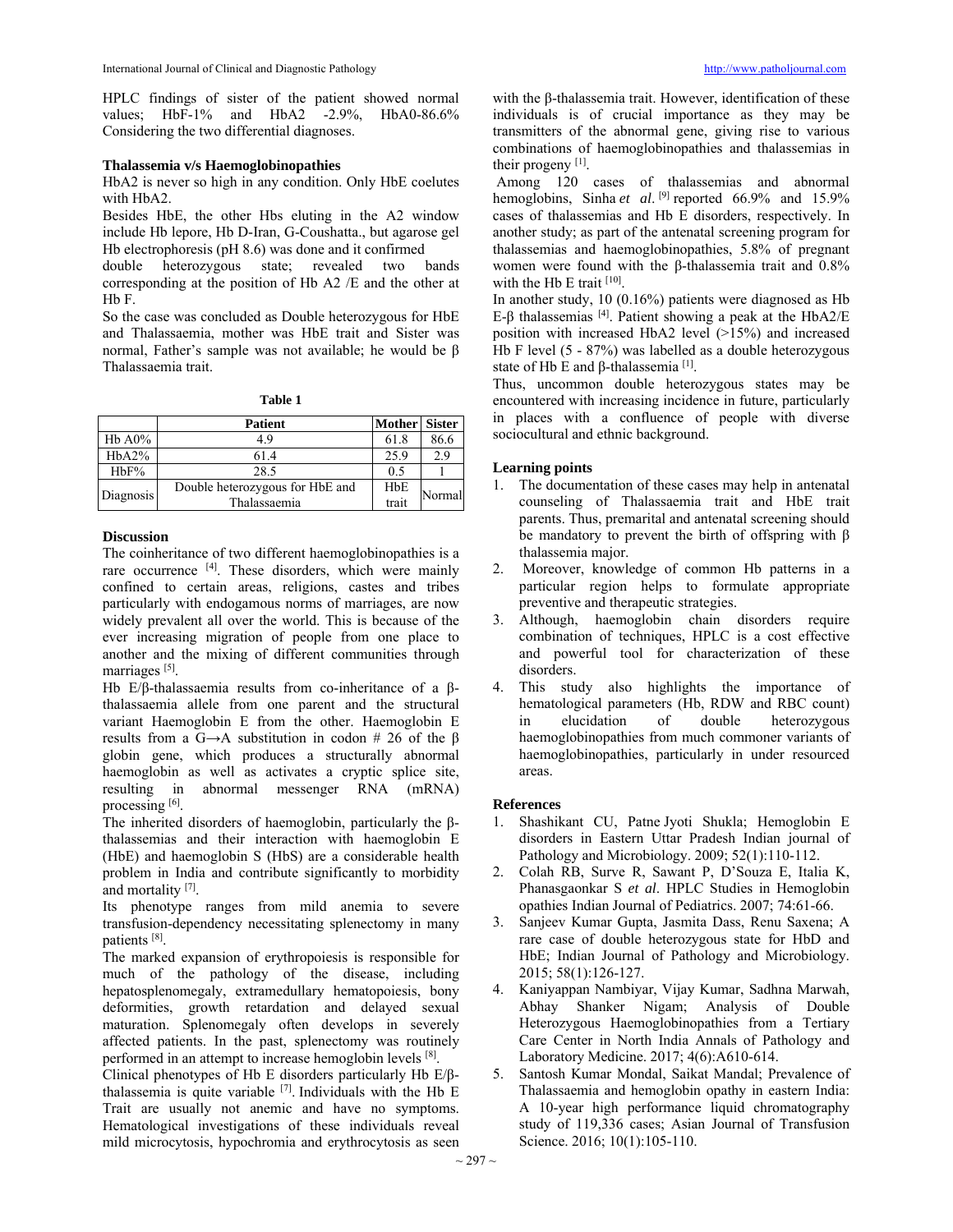HPLC findings of sister of the patient showed normal values; HbF-1% and HbA2 -2.9%, HbA0-86.6% Considering the two differential diagnoses.

**Thalassemia v/s Haemoglobinopathies**

HbA2 is never so high in any condition. Only HbE coelutes with HbA2.

Besides HbE, the other Hbs eluting in the A2 window include Hb lepore, Hb D-Iran, G-Coushatta., but agarose gel Hb electrophoresis (pH 8.6) was done and it confirmed double heterozygous state; revealed two bands corresponding at the position of Hb A2 /E and the other at Hb F.

So the case was concluded as Double heterozygous for HbE and Thalassaemia, mother was HbE trait and Sister was normal, Father's sample was not available; he would be β Thalassaemia trait.

**Table 1**

| | Patient | Mother | Sister |
|---|---|---|---|
| Hb A0% | 4.9 | 61.8 | 86.6 |
| HbA2% | 61.4 | 25.9 | 2.9 |
| HbF% | 28.5 | 0.5 | 1 |
| Diagnosis | Double heterozygous for HbE and Thalassaemia | HbE trait | Normal |

## Discussion

The coinheritance of two different haemoglobinopathies is a rare occurrence [4]. These disorders, which were mainly confined to certain areas, religions, castes and tribes particularly with endogamous norms of marriages, are now widely prevalent all over the world. This is because of the ever increasing migration of people from one place to another and the mixing of different communities through marriages [5].

Hb E/β-thalassaemia results from co-inheritance of a β-thalassaemia allele from one parent and the structural variant Haemoglobin E from the other. Haemoglobin E results from a G→A substitution in codon # 26 of the β globin gene, which produces a structurally abnormal haemoglobin as well as activates a cryptic splice site, resulting in abnormal messenger RNA (mRNA) processing [6].

The inherited disorders of haemoglobin, particularly the β-thalassemias and their interaction with haemoglobin E (HbE) and haemoglobin S (HbS) are a considerable health problem in India and contribute significantly to morbidity and mortality [7].

Its phenotype ranges from mild anemia to severe transfusion-dependency necessitating splenectomy in many patients [8].

The marked expansion of erythropoiesis is responsible for much of the pathology of the disease, including hepatosplenomegaly, extramedullary hematopoiesis, bony deformities, growth retardation and delayed sexual maturation. Splenomegaly often develops in severely affected patients. In the past, splenectomy was routinely performed in an attempt to increase hemoglobin levels [8].

Clinical phenotypes of Hb E disorders particularly Hb E/β-thalassemia is quite variable [7]. Individuals with the Hb E Trait are usually not anemic and have no symptoms. Hematological investigations of these individuals reveal mild microcytosis, hypochromia and erythrocytosis as seen with the β-thalassemia trait. However, identification of these individuals is of crucial importance as they may be transmitters of the abnormal gene, giving rise to various combinations of haemoglobinopathies and thalassemias in their progeny [1].

Among 120 cases of thalassemias and abnormal hemoglobins, Sinha *et al*. [9] reported 66.9% and 15.9% cases of thalassemias and Hb E disorders, respectively. In another study; as part of the antenatal screening program for thalassemias and haemoglobinopathies, 5.8% of pregnant women were found with the β-thalassemia trait and 0.8% with the Hb E trait [10].

In another study, 10 (0.16%) patients were diagnosed as Hb E-β thalassemias [4]. Patient showing a peak at the HbA2/E position with increased HbA2 level (>15%) and increased Hb F level (5 - 87%) was labelled as a double heterozygous state of Hb E and β-thalassemia [1].

Thus, uncommon double heterozygous states may be encountered with increasing incidence in future, particularly in places with a confluence of people with diverse sociocultural and ethnic background.

## Learning points

1. The documentation of these cases may help in antenatal counseling of Thalassaemia trait and HbE trait parents. Thus, premarital and antenatal screening should be mandatory to prevent the birth of offspring with β thalassemia major.
2. Moreover, knowledge of common Hb patterns in a particular region helps to formulate appropriate preventive and therapeutic strategies.
3. Although, haemoglobin chain disorders require combination of techniques, HPLC is a cost effective and powerful tool for characterization of these disorders.
4. This study also highlights the importance of hematological parameters (Hb, RDW and RBC count) in elucidation of double heterozygous haemoglobinopathies from much commoner variants of haemoglobinopathies, particularly in under resourced areas.

## References

1. Shashikant CU, Patne Jyoti Shukla; Hemoglobin E disorders in Eastern Uttar Pradesh Indian journal of Pathology and Microbiology. 2009; 52(1):110-112.
2. Colah RB, Surve R, Sawant P, D'Souza E, Italia K, Phanasgaonkar S *et al*. HPLC Studies in Hemoglobin opathies Indian Journal of Pediatrics. 2007; 74:61-66.
3. Sanjeev Kumar Gupta, Jasmita Dass, Renu Saxena; A rare case of double heterozygous state for HbD and HbE; Indian Journal of Pathology and Microbiology. 2015; 58(1):126-127.
4. Kaniyappan Nambiyar, Vijay Kumar, Sadhna Marwah, Abhay Shanker Nigam; Analysis of Double Heterozygous Haemoglobinopathies from a Tertiary Care Center in North India Annals of Pathology and Laboratory Medicine. 2017; 4(6):A610-614.
5. Santosh Kumar Mondal, Saikat Mandal; Prevalence of Thalassaemia and hemoglobin opathy in eastern India: A 10-year high performance liquid chromatography study of 119,336 cases; Asian Journal of Transfusion Science. 2016; 10(1):105-110.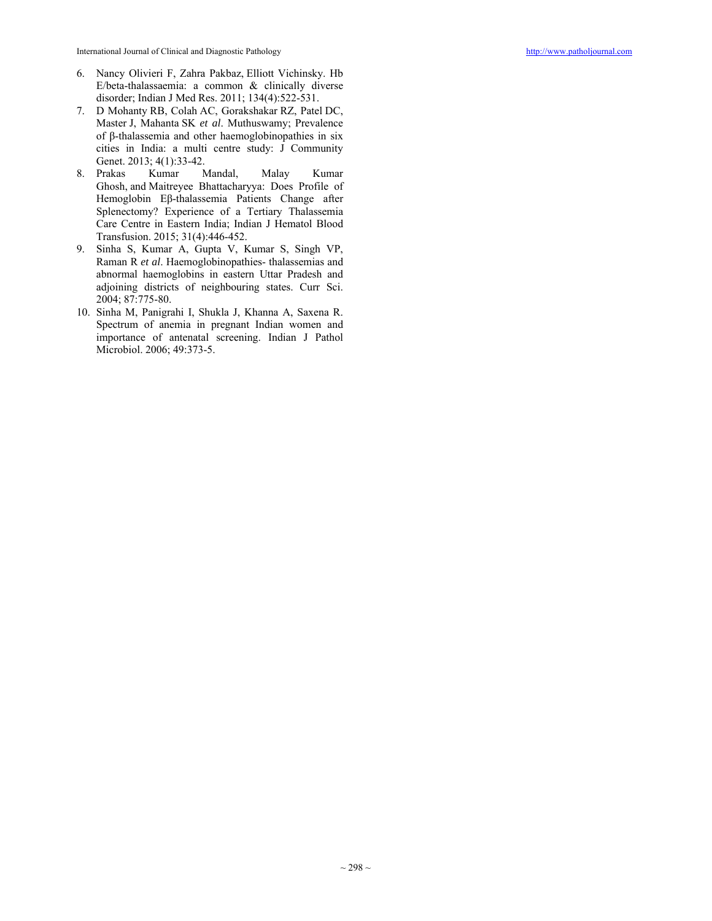6. Nancy Olivieri F, Zahra Pakbaz, Elliott Vichinsky. Hb E/beta-thalassaemia: a common & clinically diverse disorder; Indian J Med Res. 2011; 134(4):522-531.
7. D Mohanty RB, Colah AC, Gorakshakar RZ, Patel DC, Master J, Mahanta SK *et al*. Muthuswamy; Prevalence of β-thalassemia and other haemoglobinopathies in six cities in India: a multi centre study: J Community Genet. 2013; 4(1):33-42.
8. Prakas Kumar Mandal, Malay Kumar Ghosh, and Maitreyee Bhattacharyya: Does Profile of Hemoglobin Eβ-thalassemia Patients Change after Splenectomy? Experience of a Tertiary Thalassemia Care Centre in Eastern India; Indian J Hematol Blood Transfusion. 2015; 31(4):446-452.
9. Sinha S, Kumar A, Gupta V, Kumar S, Singh VP, Raman R *et al*. Haemoglobinopathies- thalassemias and abnormal haemoglobins in eastern Uttar Pradesh and adjoining districts of neighbouring states. Curr Sci. 2004; 87:775-80.
10. Sinha M, Panigrahi I, Shukla J, Khanna A, Saxena R. Spectrum of anemia in pregnant Indian women and importance of antenatal screening. Indian J Pathol Microbiol. 2006; 49:373-5.